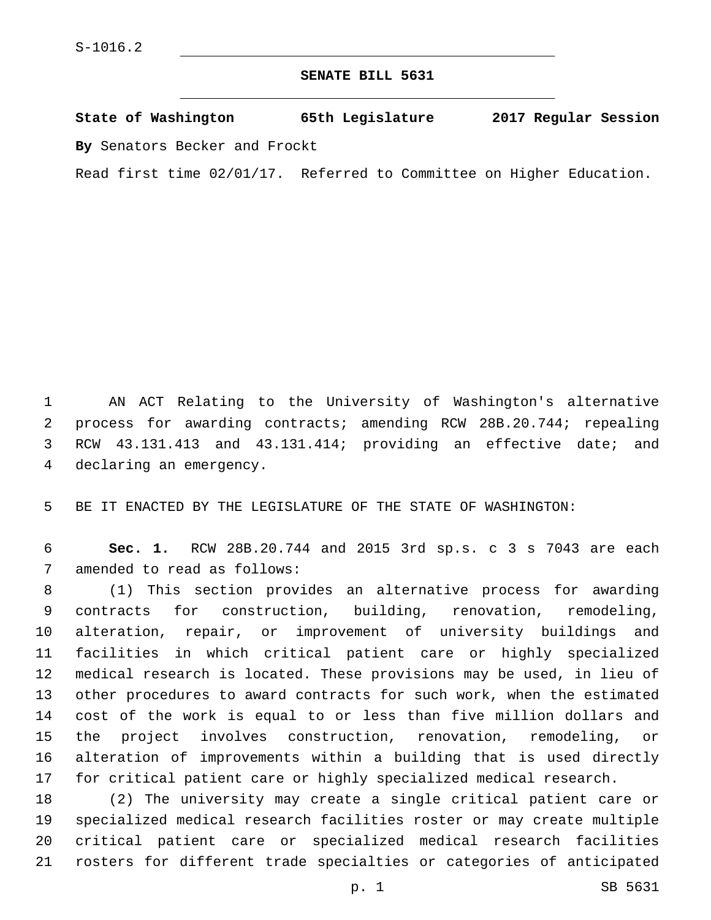S-1016.2

# SENATE BILL 5631

**State of Washington 65th Legislature 2017 Regular Session**

**By** Senators Becker and Frockt

Read first time 02/01/17. Referred to Committee on Higher Education.

AN ACT Relating to the University of Washington's alternative process for awarding contracts; amending RCW 28B.20.744; repealing RCW 43.131.413 and 43.131.414; providing an effective date; and declaring an emergency.

BE IT ENACTED BY THE LEGISLATURE OF THE STATE OF WASHINGTON:

**Sec. 1.** RCW 28B.20.744 and 2015 3rd sp.s. c 3 s 7043 are each amended to read as follows:

(1) This section provides an alternative process for awarding contracts for construction, building, renovation, remodeling, alteration, repair, or improvement of university buildings and facilities in which critical patient care or highly specialized medical research is located. These provisions may be used, in lieu of other procedures to award contracts for such work, when the estimated cost of the work is equal to or less than five million dollars and the project involves construction, renovation, remodeling, or alteration of improvements within a building that is used directly for critical patient care or highly specialized medical research.

(2) The university may create a single critical patient care or specialized medical research facilities roster or may create multiple critical patient care or specialized medical research facilities rosters for different trade specialties or categories of anticipated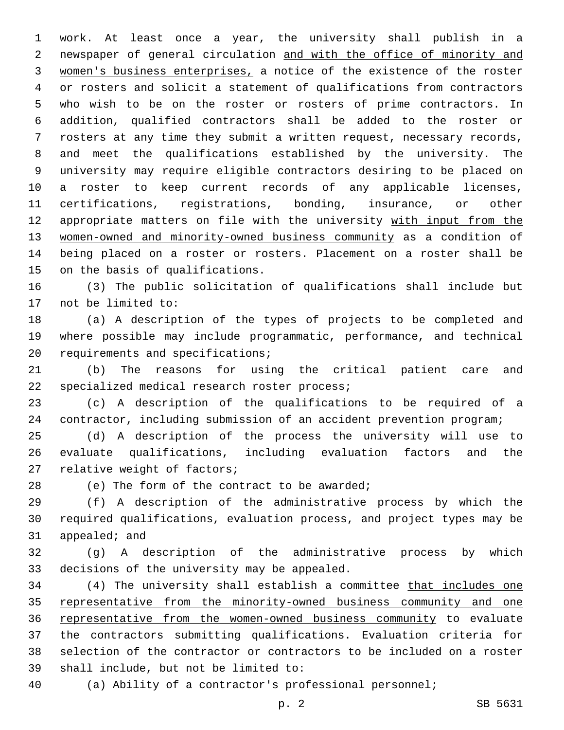work. At least once a year, the university shall publish in a newspaper of general circulation <u>and with the office of minority and women's business enterprises,</u> a notice of the existence of the roster or rosters and solicit a statement of qualifications from contractors who wish to be on the roster or rosters of prime contractors. In addition, qualified contractors shall be added to the roster or rosters at any time they submit a written request, necessary records, and meet the qualifications established by the university. The university may require eligible contractors desiring to be placed on a roster to keep current records of any applicable licenses, certifications, registrations, bonding, insurance, or other appropriate matters on file with the university <u>with input from the women-owned and minority-owned business community</u> as a condition of being placed on a roster or rosters. Placement on a roster shall be on the basis of qualifications.

(3) The public solicitation of qualifications shall include but not be limited to:

(a) A description of the types of projects to be completed and where possible may include programmatic, performance, and technical requirements and specifications;

(b) The reasons for using the critical patient care and specialized medical research roster process;

(c) A description of the qualifications to be required of a contractor, including submission of an accident prevention program;

(d) A description of the process the university will use to evaluate qualifications, including evaluation factors and the relative weight of factors;

(e) The form of the contract to be awarded;

(f) A description of the administrative process by which the required qualifications, evaluation process, and project types may be appealed; and

(g) A description of the administrative process by which decisions of the university may be appealed.

(4) The university shall establish a committee <u>that includes one representative from the minority-owned business community and one representative from the women-owned business community</u> to evaluate the contractors submitting qualifications. Evaluation criteria for selection of the contractor or contractors to be included on a roster shall include, but not be limited to:

(a) Ability of a contractor's professional personnel;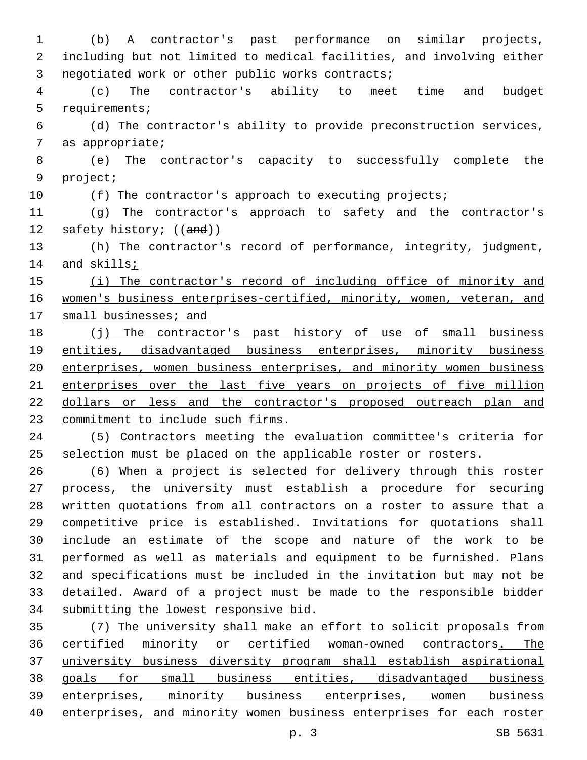(b) A contractor's past performance on similar projects, including but not limited to medical facilities, and involving either negotiated work or other public works contracts;

(c) The contractor's ability to meet time and budget requirements;

(d) The contractor's ability to provide preconstruction services, as appropriate;

(e) The contractor's capacity to successfully complete the project;

(f) The contractor's approach to executing projects;

(g) The contractor's approach to safety and the contractor's safety history; ((~~and~~))

(h) The contractor's record of performance, integrity, judgment, and skills<u>;</u>

<u>(i) The contractor's record of including office of minority and women's business enterprises-certified, minority, women, veteran, and small businesses; and</u>

<u>(j) The contractor's past history of use of small business entities, disadvantaged business enterprises, minority business enterprises, women business enterprises, and minority women business enterprises over the last five years on projects of five million dollars or less and the contractor's proposed outreach plan and commitment to include such firms</u>.

(5) Contractors meeting the evaluation committee's criteria for selection must be placed on the applicable roster or rosters.

(6) When a project is selected for delivery through this roster process, the university must establish a procedure for securing written quotations from all contractors on a roster to assure that a competitive price is established. Invitations for quotations shall include an estimate of the scope and nature of the work to be performed as well as materials and equipment to be furnished. Plans and specifications must be included in the invitation but may not be detailed. Award of a project must be made to the responsible bidder submitting the lowest responsive bid.

(7) The university shall make an effort to solicit proposals from certified minority or certified woman-owned contractors<u>. The university business diversity program shall establish aspirational goals for small business entities, disadvantaged business enterprises, minority business enterprises, women business enterprises, and minority women business enterprises for each roster</u>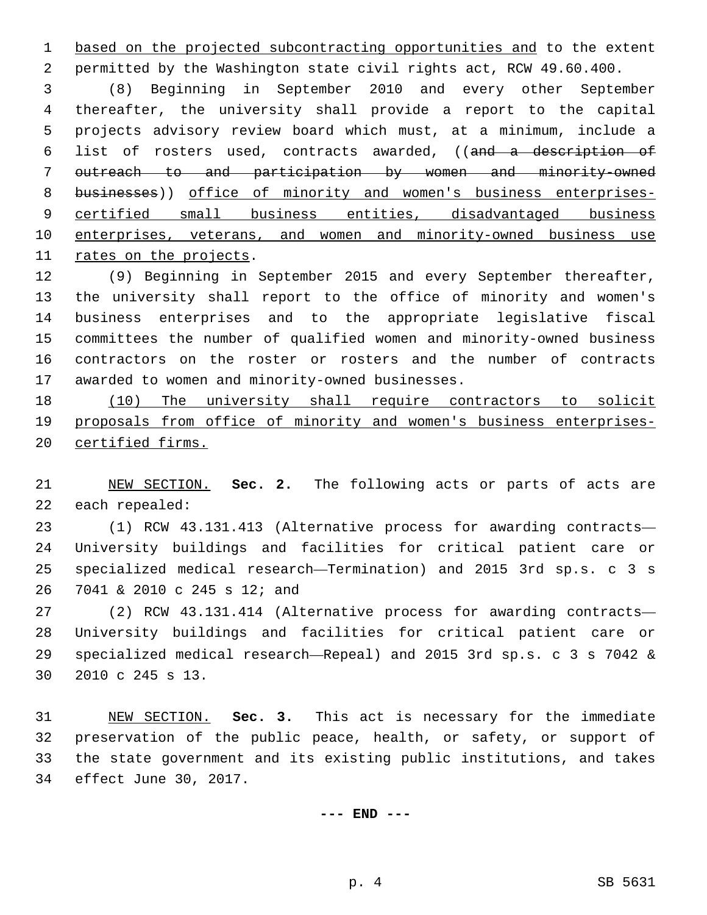based on the projected subcontracting opportunities and to the extent permitted by the Washington state civil rights act, RCW 49.60.400.

(8) Beginning in September 2010 and every other September thereafter, the university shall provide a report to the capital projects advisory review board which must, at a minimum, include a list of rosters used, contracts awarded, ((~~and a description of outreach to and participation by women and minority-owned businesses~~)) office of minority and women's business enterprises-certified small business entities, disadvantaged business enterprises, veterans, and women and minority-owned business use rates on the projects.

(9) Beginning in September 2015 and every September thereafter, the university shall report to the office of minority and women's business enterprises and to the appropriate legislative fiscal committees the number of qualified women and minority-owned business contractors on the roster or rosters and the number of contracts awarded to women and minority-owned businesses.

(10) The university shall require contractors to solicit proposals from office of minority and women's business enterprises-certified firms.

NEW SECTION. **Sec. 2.** The following acts or parts of acts are each repealed:

(1) RCW 43.131.413 (Alternative process for awarding contracts—University buildings and facilities for critical patient care or specialized medical research—Termination) and 2015 3rd sp.s. c 3 s 7041 & 2010 c 245 s 12; and

(2) RCW 43.131.414 (Alternative process for awarding contracts—University buildings and facilities for critical patient care or specialized medical research—Repeal) and 2015 3rd sp.s. c 3 s 7042 & 2010 c 245 s 13.

NEW SECTION. **Sec. 3.** This act is necessary for the immediate preservation of the public peace, health, or safety, or support of the state government and its existing public institutions, and takes effect June 30, 2017.

**--- END ---**